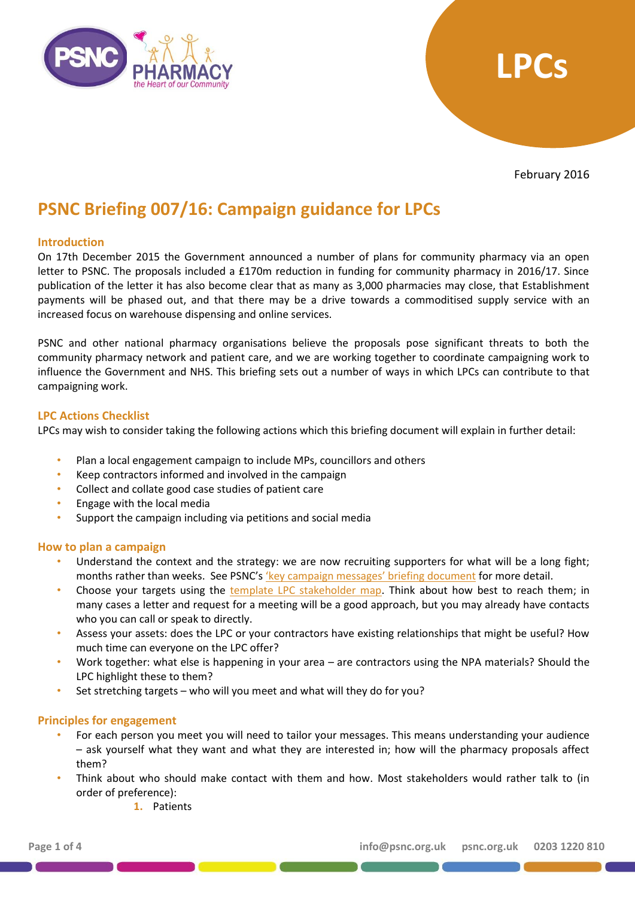LPCs

February 2016

# PSNC Briefing 007/16: Campaign guidance for LPCs

## Introduction

On 17th December 2015 the Government announced a number of plans for community pharmacy via an open letter to PSNC. The proposals included a £170m reduction in funding for community pharmacy in 2016/17. Since publication of the letter it has also become clear that as many as 3,000 pharmacies may close, that Establishment payments will be phased out, and that there may be a drive towards a commoditised supply service with an increased focus on warehouse dispensing and online services.

PSNC and other national pharmacy organisations believe the proposals pose significant threats to both the community pharmacy network and patient care, and we are working together to coordinate campaigning work to influence the Government and NHS. This briefing sets out a number of ways in which LPCs can contribute to that campaigning work.

## LPC Actions Checklist

LPCs may wish to consider taking the following actions which this briefing document will explain in further detail:

- Plan a local engagement campaign to include MPs, councillors and others
- Keep contractors informed and involved in the campaign
- Collect and collate good case studies of patient care
- Engage with the local media
- Support the campaign including via petitions and social media

## How to plan a campaign

- Understand the context and the strategy: we are now recruiting supporters for what will be a long fight; months rather than weeks. See PSNC's 'key campaign messages' briefing document for more detail.
- Choose your targets using the template LPC stakeholder map. Think about how best to reach them; in many cases a letter and request for a meeting will be a good approach, but you may already have contacts who you can call or speak to directly.
- Assess your assets: does the LPC or your contractors have existing relationships that might be useful? How much time can everyone on the LPC offer?
- Work together: what else is happening in your area – are contractors using the NPA materials? Should the LPC highlight these to them?
- Set stretching targets – who will you meet and what will they do for you?

## Principles for engagement

- For each person you meet you will need to tailor your messages. This means understanding your audience – ask yourself what they want and what they are interested in; how will the pharmacy proposals affect them?
- Think about who should make contact with them and how. Most stakeholders would rather talk to (in order of preference):
    1. Patients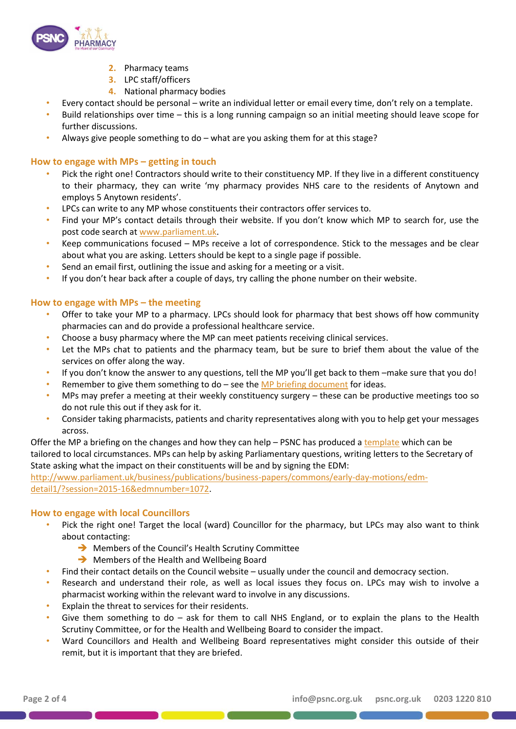2. Pharmacy teams
3. LPC staff/officers
4. National pharmacy bodies

- Every contact should be personal – write an individual letter or email every time, don't rely on a template.
- Build relationships over time – this is a long running campaign so an initial meeting should leave scope for further discussions.
- Always give people something to do – what are you asking them for at this stage?

## How to engage with MPs – getting in touch

- Pick the right one! Contractors should write to their constituency MP. If they live in a different constituency to their pharmacy, they can write 'my pharmacy provides NHS care to the residents of Anytown and employs 5 Anytown residents'.
- LPCs can write to any MP whose constituents their contractors offer services to.
- Find your MP's contact details through their website. If you don't know which MP to search for, use the post code search at [www.parliament.uk](http://www.parliament.uk).
- Keep communications focused – MPs receive a lot of correspondence. Stick to the messages and be clear about what you are asking. Letters should be kept to a single page if possible.
- Send an email first, outlining the issue and asking for a meeting or a visit.
- If you don't hear back after a couple of days, try calling the phone number on their website.

## How to engage with MPs – the meeting

- Offer to take your MP to a pharmacy. LPCs should look for pharmacy that best shows off how community pharmacies can and do provide a professional healthcare service.
- Choose a busy pharmacy where the MP can meet patients receiving clinical services.
- Let the MPs chat to patients and the pharmacy team, but be sure to brief them about the value of the services on offer along the way.
- If you don't know the answer to any questions, tell the MP you'll get back to them –make sure that you do!
- Remember to give them something to do – see the MP briefing document for ideas.
- MPs may prefer a meeting at their weekly constituency surgery – these can be productive meetings too so do not rule this out if they ask for it.
- Consider taking pharmacists, patients and charity representatives along with you to help get your messages across.

Offer the MP a briefing on the changes and how they can help – PSNC has produced a template which can be tailored to local circumstances. MPs can help by asking Parliamentary questions, writing letters to the Secretary of State asking what the impact on their constituents will be and by signing the EDM: [http://www.parliament.uk/business/publications/business-papers/commons/early-day-motions/edm-detail1/?session=2015-16&edmnumber=1072](http://www.parliament.uk/business/publications/business-papers/commons/early-day-motions/edm-detail1/?session=2015-16&edmnumber=1072).

## How to engage with local Councillors

- Pick the right one! Target the local (ward) Councillor for the pharmacy, but LPCs may also want to think about contacting:
  - ➔ Members of the Council's Health Scrutiny Committee
  - ➔ Members of the Health and Wellbeing Board
- Find their contact details on the Council website – usually under the council and democracy section.
- Research and understand their role, as well as local issues they focus on. LPCs may wish to involve a pharmacist working within the relevant ward to involve in any discussions.
- Explain the threat to services for their residents.
- Give them something to do – ask for them to call NHS England, or to explain the plans to the Health Scrutiny Committee, or for the Health and Wellbeing Board to consider the impact.
- Ward Councillors and Health and Wellbeing Board representatives might consider this outside of their remit, but it is important that they are briefed.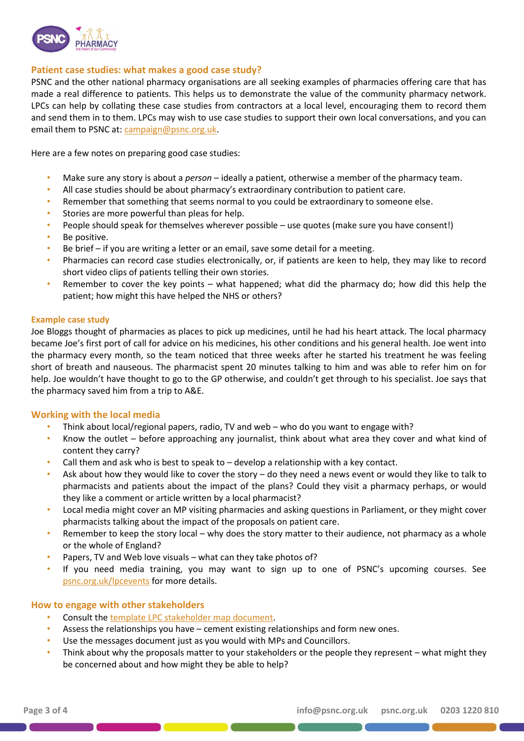## Patient case studies: what makes a good case study?

PSNC and the other national pharmacy organisations are all seeking examples of pharmacies offering care that has made a real difference to patients. This helps us to demonstrate the value of the community pharmacy network. LPCs can help by collating these case studies from contractors at a local level, encouraging them to record them and send them in to them. LPCs may wish to use case studies to support their own local conversations, and you can email them to PSNC at: campaign@psnc.org.uk.

Here are a few notes on preparing good case studies:

- Make sure any story is about a *person* – ideally a patient, otherwise a member of the pharmacy team.
- All case studies should be about pharmacy's extraordinary contribution to patient care.
- Remember that something that seems normal to you could be extraordinary to someone else.
- Stories are more powerful than pleas for help.
- People should speak for themselves wherever possible – use quotes (make sure you have consent!)
- Be positive.
- Be brief – if you are writing a letter or an email, save some detail for a meeting.
- Pharmacies can record case studies electronically, or, if patients are keen to help, they may like to record short video clips of patients telling their own stories.
- Remember to cover the key points – what happened; what did the pharmacy do; how did this help the patient; how might this have helped the NHS or others?

### Example case study

Joe Bloggs thought of pharmacies as places to pick up medicines, until he had his heart attack. The local pharmacy became Joe's first port of call for advice on his medicines, his other conditions and his general health. Joe went into the pharmacy every month, so the team noticed that three weeks after he started his treatment he was feeling short of breath and nauseous. The pharmacist spent 20 minutes talking to him and was able to refer him on for help. Joe wouldn't have thought to go to the GP otherwise, and couldn't get through to his specialist. Joe says that the pharmacy saved him from a trip to A&E.

## Working with the local media

- Think about local/regional papers, radio, TV and web – who do you want to engage with?
- Know the outlet – before approaching any journalist, think about what area they cover and what kind of content they carry?
- Call them and ask who is best to speak to – develop a relationship with a key contact.
- Ask about how they would like to cover the story – do they need a news event or would they like to talk to pharmacists and patients about the impact of the plans? Could they visit a pharmacy perhaps, or would they like a comment or article written by a local pharmacist?
- Local media might cover an MP visiting pharmacies and asking questions in Parliament, or they might cover pharmacists talking about the impact of the proposals on patient care.
- Remember to keep the story local – why does the story matter to their audience, not pharmacy as a whole or the whole of England?
- Papers, TV and Web love visuals – what can they take photos of?
- If you need media training, you may want to sign up to one of PSNC's upcoming courses. See psnc.org.uk/lpcevents for more details.

## How to engage with other stakeholders

- Consult the template LPC stakeholder map document.
- Assess the relationships you have – cement existing relationships and form new ones.
- Use the messages document just as you would with MPs and Councillors.
- Think about why the proposals matter to your stakeholders or the people they represent – what might they be concerned about and how might they be able to help?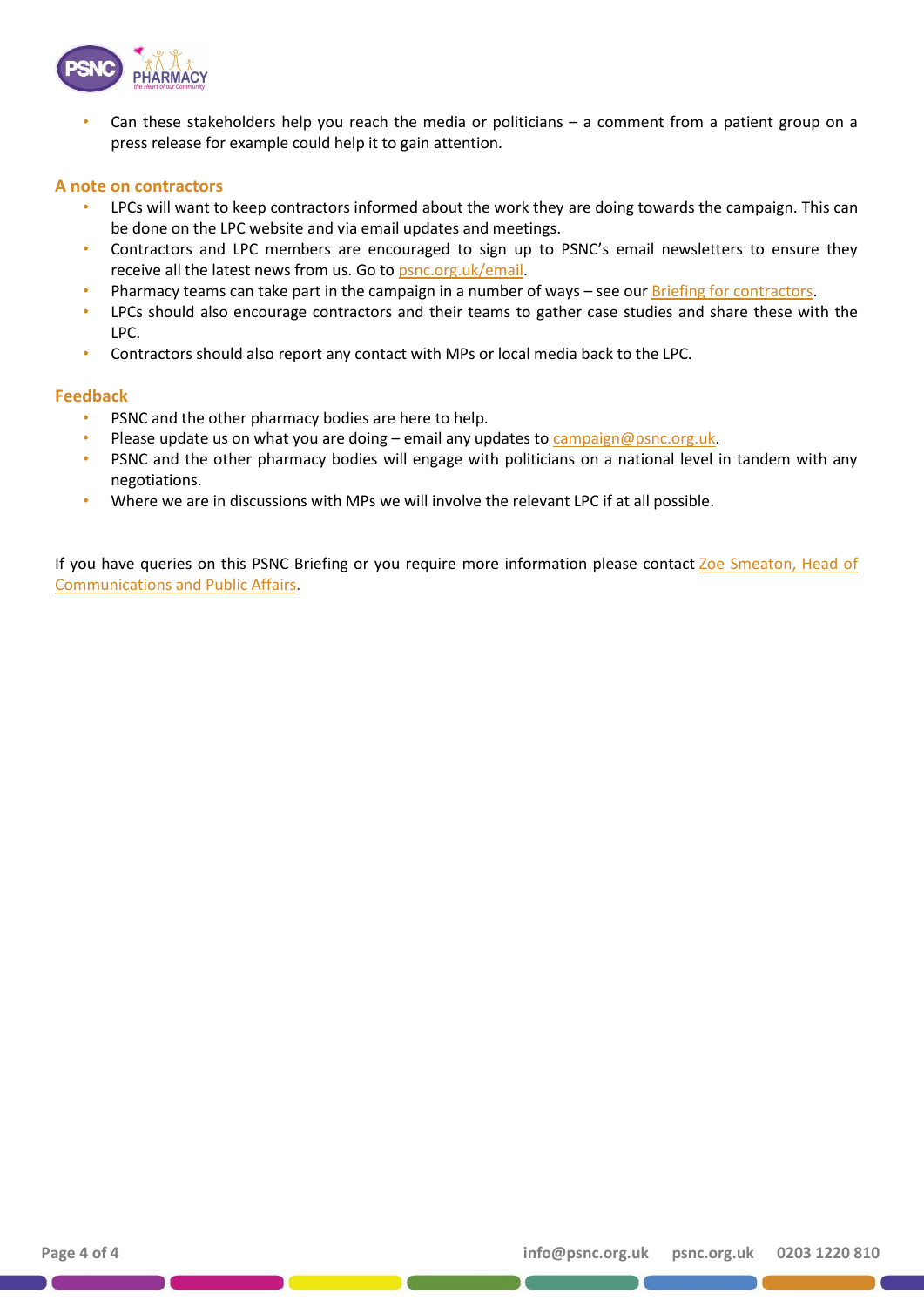- Can these stakeholders help you reach the media or politicians – a comment from a patient group on a press release for example could help it to gain attention.

### A note on contractors

- LPCs will want to keep contractors informed about the work they are doing towards the campaign. This can be done on the LPC website and via email updates and meetings.
- Contractors and LPC members are encouraged to sign up to PSNC's email newsletters to ensure they receive all the latest news from us. Go to psnc.org.uk/email.
- Pharmacy teams can take part in the campaign in a number of ways – see our Briefing for contractors.
- LPCs should also encourage contractors and their teams to gather case studies and share these with the LPC.
- Contractors should also report any contact with MPs or local media back to the LPC.

### Feedback

- PSNC and the other pharmacy bodies are here to help.
- Please update us on what you are doing – email any updates to campaign@psnc.org.uk.
- PSNC and the other pharmacy bodies will engage with politicians on a national level in tandem with any negotiations.
- Where we are in discussions with MPs we will involve the relevant LPC if at all possible.

If you have queries on this PSNC Briefing or you require more information please contact Zoe Smeaton, Head of Communications and Public Affairs.